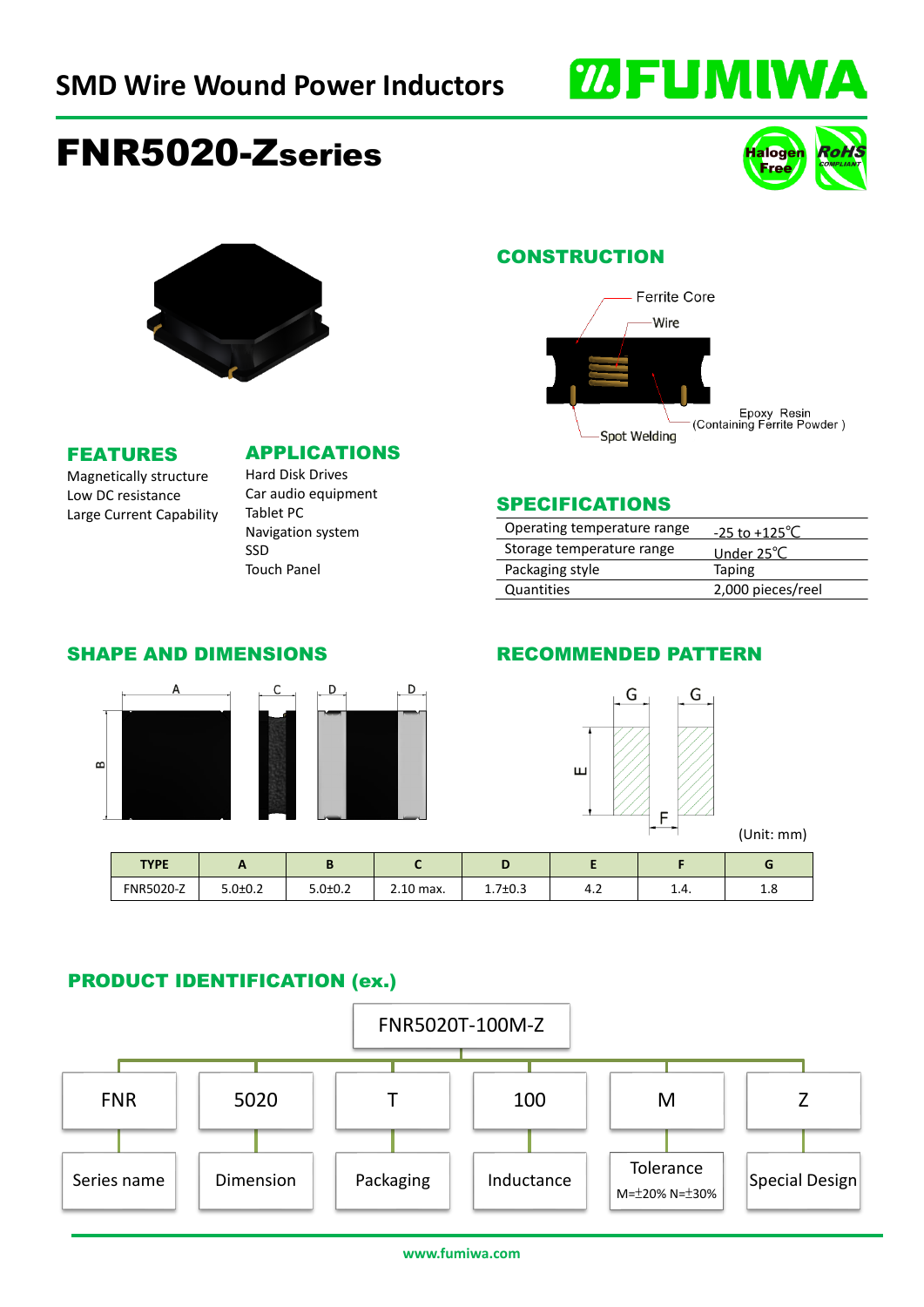# SMD Wire Wound Power Inductors

FUMIWA

# FNR5020-Zseries

Halogen Free
RoHS COMPLIANT

## CONSTRUCTION

Ferrite Core
Wire
Epoxy Resin (Containing Ferrite Powder )
Spot Welding

## FEATURES

Magnetically structure
Low DC resistance
Large Current Capability

## APPLICATIONS

Hard Disk Drives
Car audio equipment
Tablet PC
Navigation system
SSD
Touch Panel

## SPECIFICATIONS

| | |
|---|---|
| Operating temperature range | -25 to +125℃ |
| Storage temperature range | Under 25℃ |
| Packaging style | Taping |
| Quantities | 2,000 pieces/reel |

## SHAPE AND DIMENSIONS

A
B
C
D
D

## RECOMMENDED PATTERN

G
G
E
F

(Unit: mm)

| TYPE | A | B | C | D | E | F | G |
|---|---|---|---|---|---|---|---|
| FNR5020-Z | 5.0±0.2 | 5.0±0.2 | 2.10 max. | 1.7±0.3 | 4.2 | 1.4. | 1.8 |

## PRODUCT IDENTIFICATION (ex.)

FNR5020T-100M-Z

| FNR | 5020 | T | 100 | M | Z |
|---|---|---|---|---|---|
| Series name | Dimension | Packaging | Inductance | Tolerance M=±20% N=±30% | Special Design |

www.fumiwa.com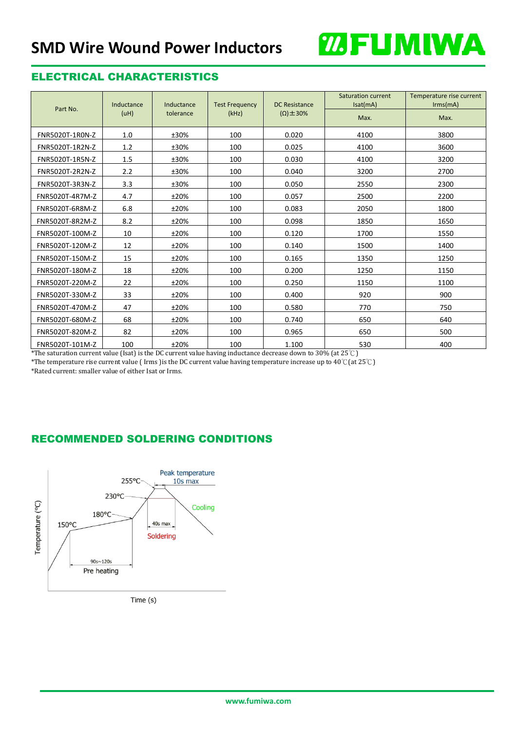# SMD Wire Wound Power Inductors

## ELECTRICAL CHARACTERISTICS

| Part No. | Inductance (uH) | Inductance tolerance | Test Frequency (kHz) | DC Resistance (Ω)±30% | Saturation current Isat(mA) | Temperature rise current Irms(mA) |
|---|---|---|---|---|---|---|
| | | | | | Max. | Max. |
| FNR5020T-1R0N-Z | 1.0 | ±30% | 100 | 0.020 | 4100 | 3800 |
| FNR5020T-1R2N-Z | 1.2 | ±30% | 100 | 0.025 | 4100 | 3600 |
| FNR5020T-1R5N-Z | 1.5 | ±30% | 100 | 0.030 | 4100 | 3200 |
| FNR5020T-2R2N-Z | 2.2 | ±30% | 100 | 0.040 | 3200 | 2700 |
| FNR5020T-3R3N-Z | 3.3 | ±30% | 100 | 0.050 | 2550 | 2300 |
| FNR5020T-4R7M-Z | 4.7 | ±20% | 100 | 0.057 | 2500 | 2200 |
| FNR5020T-6R8M-Z | 6.8 | ±20% | 100 | 0.083 | 2050 | 1800 |
| FNR5020T-8R2M-Z | 8.2 | ±20% | 100 | 0.098 | 1850 | 1650 |
| FNR5020T-100M-Z | 10 | ±20% | 100 | 0.120 | 1700 | 1550 |
| FNR5020T-120M-Z | 12 | ±20% | 100 | 0.140 | 1500 | 1400 |
| FNR5020T-150M-Z | 15 | ±20% | 100 | 0.165 | 1350 | 1250 |
| FNR5020T-180M-Z | 18 | ±20% | 100 | 0.200 | 1250 | 1150 |
| FNR5020T-220M-Z | 22 | ±20% | 100 | 0.250 | 1150 | 1100 |
| FNR5020T-330M-Z | 33 | ±20% | 100 | 0.400 | 920 | 900 |
| FNR5020T-470M-Z | 47 | ±20% | 100 | 0.580 | 770 | 750 |
| FNR5020T-680M-Z | 68 | ±20% | 100 | 0.740 | 650 | 640 |
| FNR5020T-820M-Z | 82 | ±20% | 100 | 0.965 | 650 | 500 |
| FNR5020T-101M-Z | 100 | ±20% | 100 | 1.100 | 530 | 400 |

*The saturation current value (Isat) is the DC current value having inductance decrease down to 30% (at 25℃)

*The temperature rise current value ( Irms )is the DC current value having temperature increase up to 40℃(at 25℃)

*Rated current: smaller value of either Isat or Irms.

## RECOMMENDED SOLDERING CONDITIONS

Peak temperature
10s max
255°C
230°C
180°C
150°C
Cooling
40s max
Soldering
90s~120s
Pre heating
Temperature (°C)
Time (s)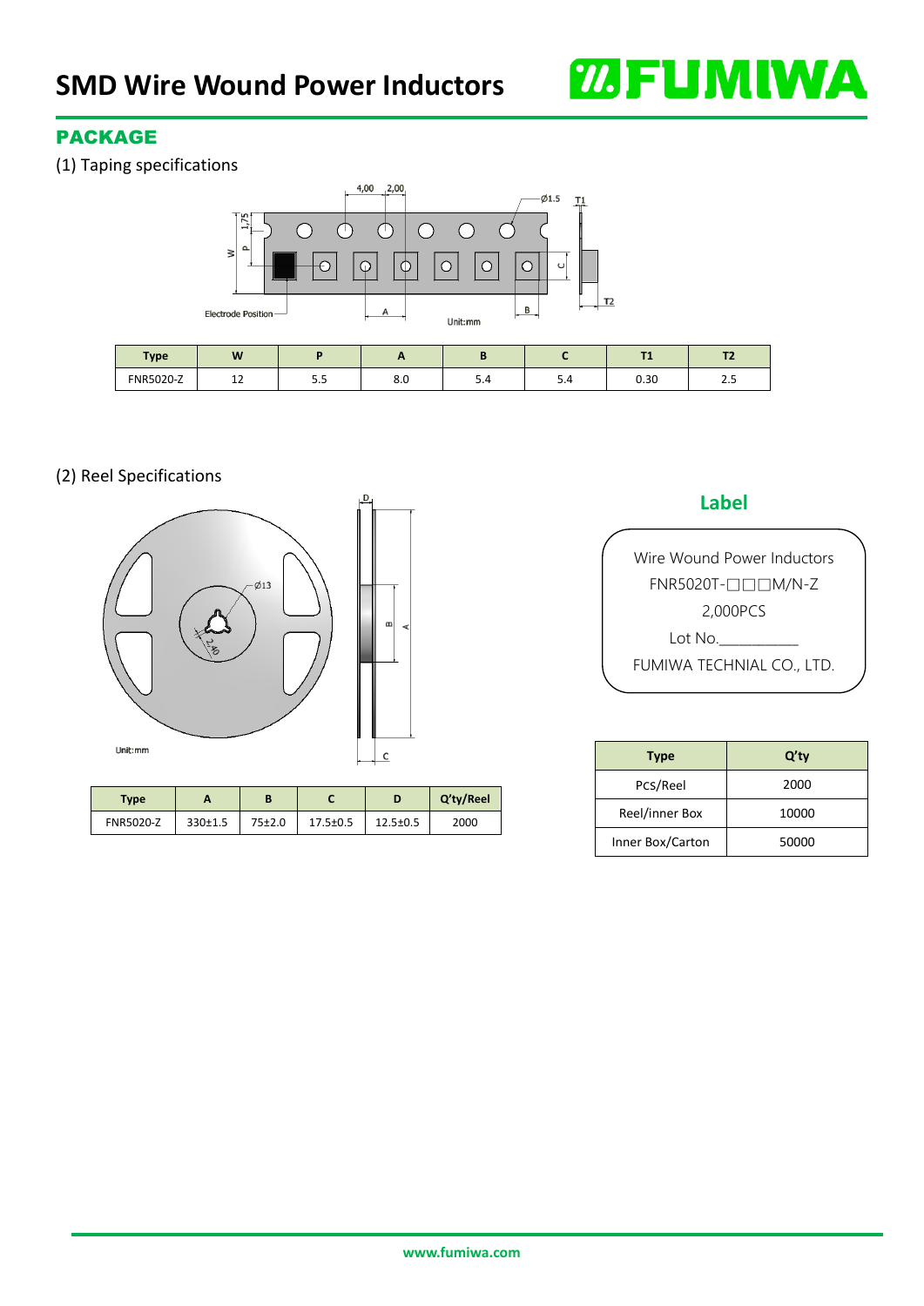## PACKAGE

(1) Taping specifications

4,00 2,00 Ø1.5 T1
1,75
W P
C
T2
Electrode Position A B Unit:mm

| Type | W | P | A | B | C | T1 | T2 |
|---|---|---|---|---|---|---|---|
| FNR5020-Z | 12 | 5.5 | 8.0 | 5.4 | 5.4 | 0.30 | 2.5 |

(2) Reel Specifications

Ø13
2.40
D
B A
C
Unit:mm

| Type | A | B | C | D | Q'ty/Reel |
|---|---|---|---|---|---|
| FNR5020-Z | 330±1.5 | 75±2.0 | 17.5±0.5 | 12.5±0.5 | 2000 |

### Label

Wire Wound Power Inductors
FNR5020T-□□□M/N-Z
2,000PCS
Lot No.__________
FUMIWA TECHNIAL CO., LTD.

| Type | Q'ty |
|---|---|
| Pcs/Reel | 2000 |
| Reel/inner Box | 10000 |
| Inner Box/Carton | 50000 |